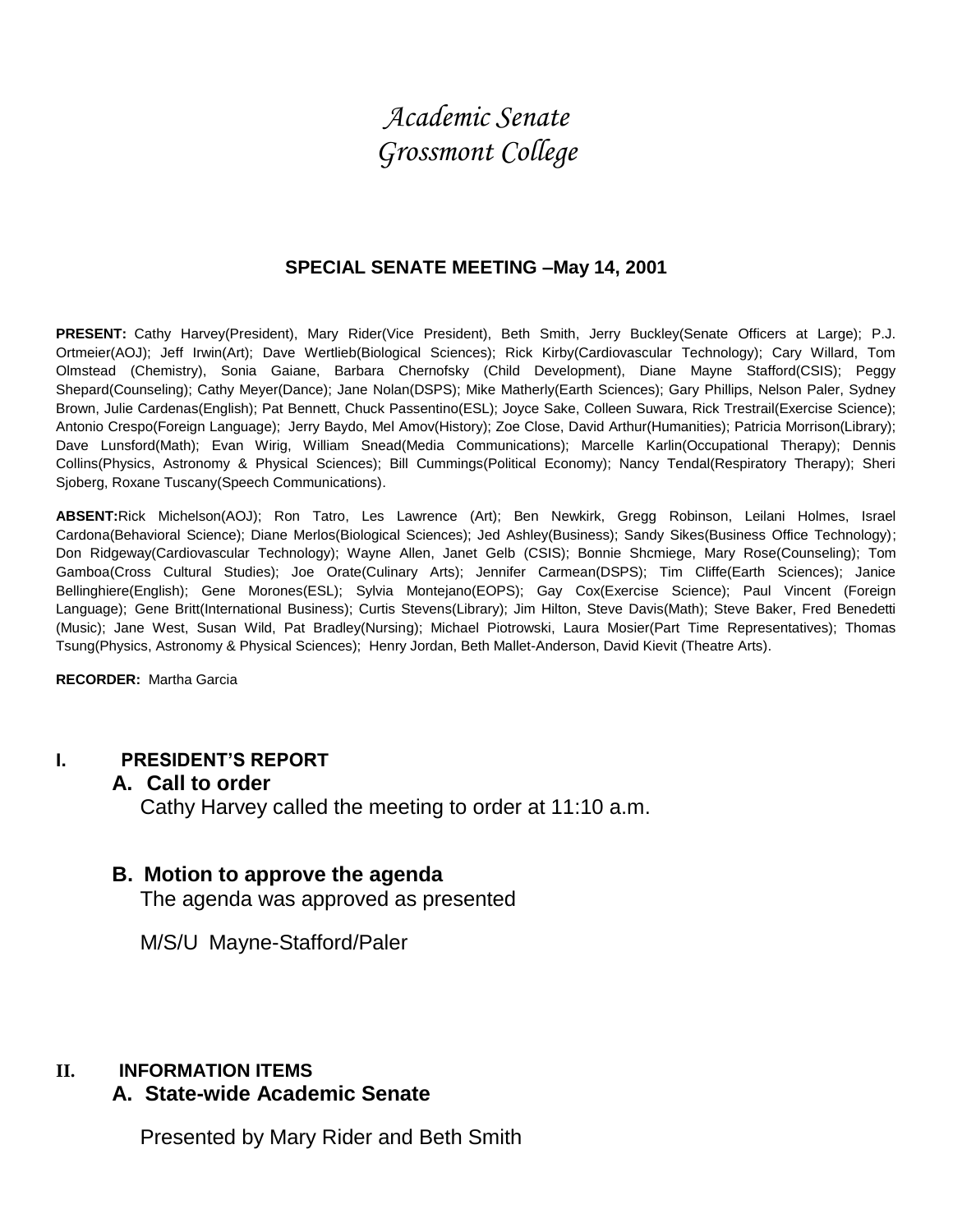# *Academic Senate*
# *Grossmont College*

### SPECIAL SENATE MEETING –May 14, 2001

**PRESENT:** Cathy Harvey(President), Mary Rider(Vice President), Beth Smith, Jerry Buckley(Senate Officers at Large); P.J. Ortmeier(AOJ); Jeff Irwin(Art); Dave Wertlieb(Biological Sciences); Rick Kirby(Cardiovascular Technology); Cary Willard, Tom Olmstead (Chemistry), Sonia Gaiane, Barbara Chernofsky (Child Development), Diane Mayne Stafford(CSIS); Peggy Shepard(Counseling); Cathy Meyer(Dance); Jane Nolan(DSPS); Mike Matherly(Earth Sciences); Gary Phillips, Nelson Paler, Sydney Brown, Julie Cardenas(English); Pat Bennett, Chuck Passentino(ESL); Joyce Sake, Colleen Suwara, Rick Trestrail(Exercise Science); Antonio Crespo(Foreign Language); Jerry Baydo, Mel Amov(History); Zoe Close, David Arthur(Humanities); Patricia Morrison(Library); Dave Lunsford(Math); Evan Wirig, William Snead(Media Communications); Marcelle Karlin(Occupational Therapy); Dennis Collins(Physics, Astronomy & Physical Sciences); Bill Cummings(Political Economy); Nancy Tendal(Respiratory Therapy); Sheri Sjoberg, Roxane Tuscany(Speech Communications).

**ABSENT:** Rick Michelson(AOJ); Ron Tatro, Les Lawrence (Art); Ben Newkirk, Gregg Robinson, Leilani Holmes, Israel Cardona(Behavioral Science); Diane Merlos(Biological Sciences); Jed Ashley(Business); Sandy Sikes(Business Office Technology); Don Ridgeway(Cardiovascular Technology); Wayne Allen, Janet Gelb (CSIS); Bonnie Shcmiege, Mary Rose(Counseling); Tom Gamboa(Cross Cultural Studies); Joe Orate(Culinary Arts); Jennifer Carmean(DSPS); Tim Cliffe(Earth Sciences); Janice Bellinghiere(English); Gene Morones(ESL); Sylvia Montejano(EOPS); Gay Cox(Exercise Science); Paul Vincent (Foreign Language); Gene Britt(International Business); Curtis Stevens(Library); Jim Hilton, Steve Davis(Math); Steve Baker, Fred Benedetti (Music); Jane West, Susan Wild, Pat Bradley(Nursing); Michael Piotrowski, Laura Mosier(Part Time Representatives); Thomas Tsung(Physics, Astronomy & Physical Sciences); Henry Jordan, Beth Mallet-Anderson, David Kievit (Theatre Arts).

**RECORDER:** Martha Garcia

## I. PRESIDENT'S REPORT

### A. Call to order

Cathy Harvey called the meeting to order at 11:10 a.m.

### B. Motion to approve the agenda

The agenda was approved as presented

M/S/U Mayne-Stafford/Paler

## II. INFORMATION ITEMS

### A. State-wide Academic Senate

Presented by Mary Rider and Beth Smith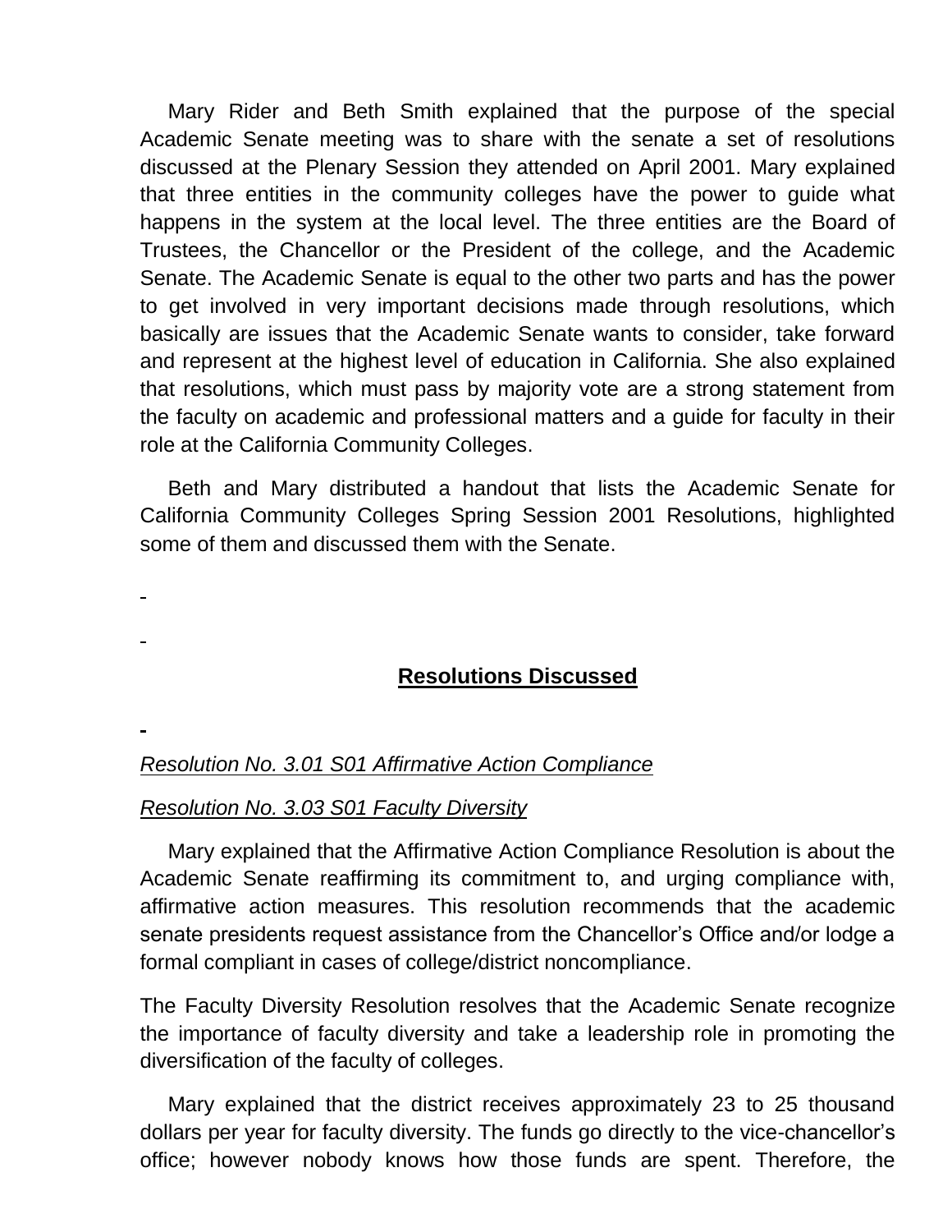Mary Rider and Beth Smith explained that the purpose of the special Academic Senate meeting was to share with the senate a set of resolutions discussed at the Plenary Session they attended on April 2001. Mary explained that three entities in the community colleges have the power to guide what happens in the system at the local level. The three entities are the Board of Trustees, the Chancellor or the President of the college, and the Academic Senate. The Academic Senate is equal to the other two parts and has the power to get involved in very important decisions made through resolutions, which basically are issues that the Academic Senate wants to consider, take forward and represent at the highest level of education in California. She also explained that resolutions, which must pass by majority vote are a strong statement from the faculty on academic and professional matters and a guide for faculty in their role at the California Community Colleges.

Beth and Mary distributed a handout that lists the Academic Senate for California Community Colleges Spring Session 2001 Resolutions, highlighted some of them and discussed them with the Senate.

## Resolutions Discussed

*Resolution No. 3.01 S01 Affirmative Action Compliance*

*Resolution No. 3.03 S01 Faculty Diversity*

Mary explained that the Affirmative Action Compliance Resolution is about the Academic Senate reaffirming its commitment to, and urging compliance with, affirmative action measures. This resolution recommends that the academic senate presidents request assistance from the Chancellor's Office and/or lodge a formal compliant in cases of college/district noncompliance.

The Faculty Diversity Resolution resolves that the Academic Senate recognize the importance of faculty diversity and take a leadership role in promoting the diversification of the faculty of colleges.

Mary explained that the district receives approximately 23 to 25 thousand dollars per year for faculty diversity. The funds go directly to the vice-chancellor's office; however nobody knows how those funds are spent. Therefore, the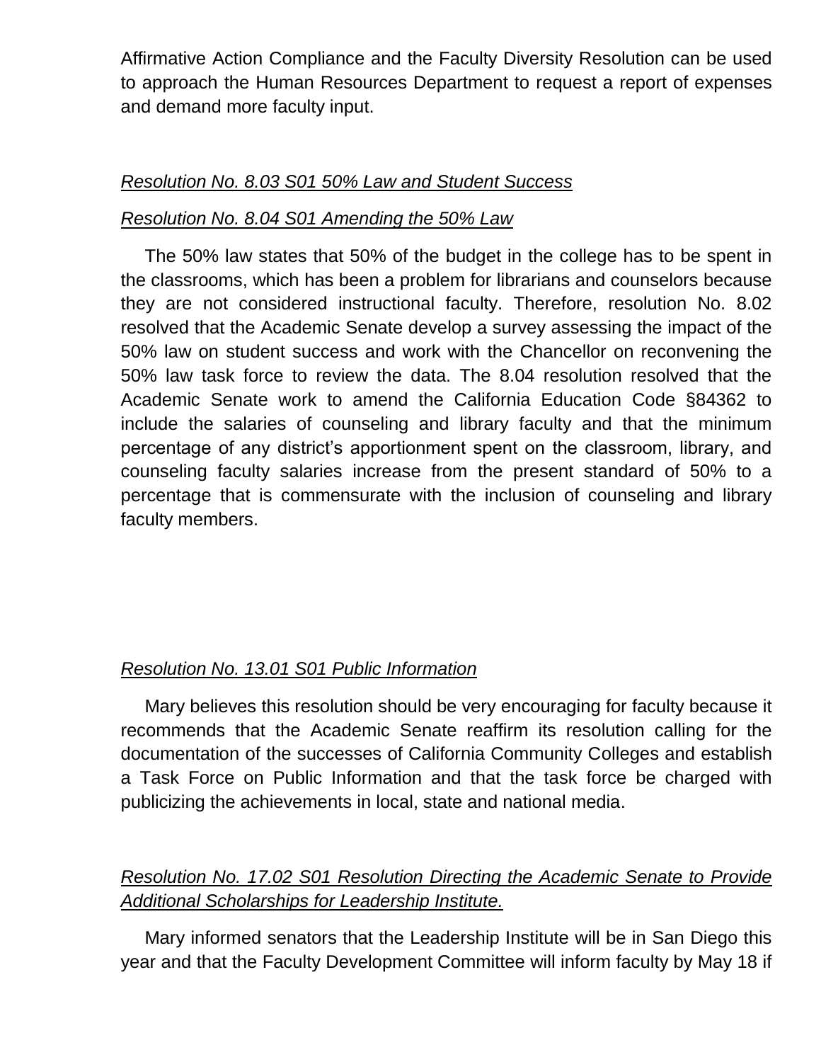Affirmative Action Compliance and the Faculty Diversity Resolution can be used to approach the Human Resources Department to request a report of expenses and demand more faculty input.

*Resolution No. 8.03 S01 50% Law and Student Success*

*Resolution No. 8.04 S01 Amending the 50% Law*

The 50% law states that 50% of the budget in the college has to be spent in the classrooms, which has been a problem for librarians and counselors because they are not considered instructional faculty. Therefore, resolution No. 8.02 resolved that the Academic Senate develop a survey assessing the impact of the 50% law on student success and work with the Chancellor on reconvening the 50% law task force to review the data. The 8.04 resolution resolved that the Academic Senate work to amend the California Education Code §84362 to include the salaries of counseling and library faculty and that the minimum percentage of any district's apportionment spent on the classroom, library, and counseling faculty salaries increase from the present standard of 50% to a percentage that is commensurate with the inclusion of counseling and library faculty members.

*Resolution No. 13.01 S01 Public Information*

Mary believes this resolution should be very encouraging for faculty because it recommends that the Academic Senate reaffirm its resolution calling for the documentation of the successes of California Community Colleges and establish a Task Force on Public Information and that the task force be charged with publicizing the achievements in local, state and national media.

*Resolution No. 17.02 S01 Resolution Directing the Academic Senate to Provide Additional Scholarships for Leadership Institute.*

Mary informed senators that the Leadership Institute will be in San Diego this year and that the Faculty Development Committee will inform faculty by May 18 if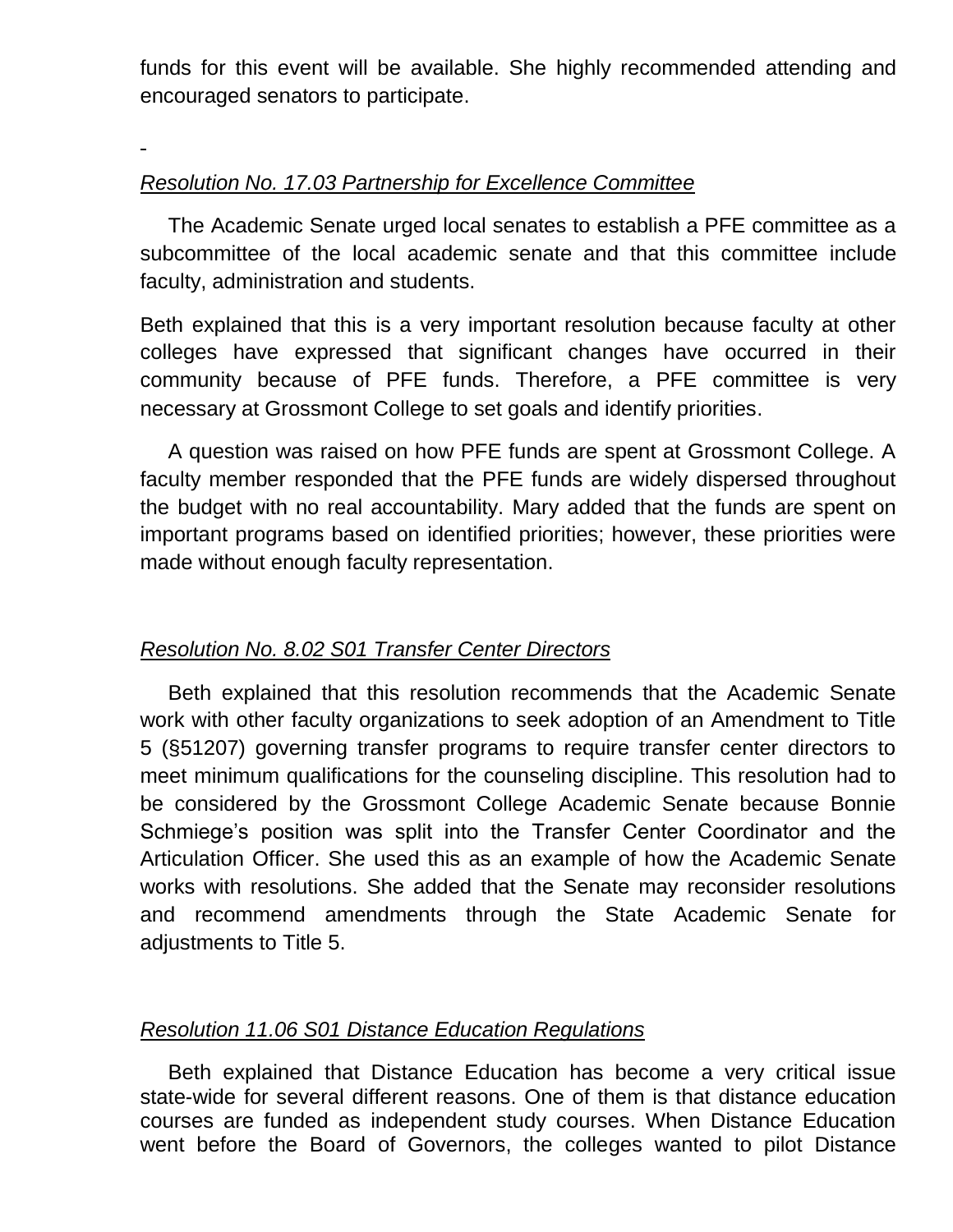funds for this event will be available. She highly recommended attending and encouraged senators to participate.

-

*Resolution No. 17.03 Partnership for Excellence Committee*

The Academic Senate urged local senates to establish a PFE committee as a subcommittee of the local academic senate and that this committee include faculty, administration and students.

Beth explained that this is a very important resolution because faculty at other colleges have expressed that significant changes have occurred in their community because of PFE funds. Therefore, a PFE committee is very necessary at Grossmont College to set goals and identify priorities.

A question was raised on how PFE funds are spent at Grossmont College. A faculty member responded that the PFE funds are widely dispersed throughout the budget with no real accountability. Mary added that the funds are spent on important programs based on identified priorities; however, these priorities were made without enough faculty representation.

*Resolution No. 8.02 S01 Transfer Center Directors*

Beth explained that this resolution recommends that the Academic Senate work with other faculty organizations to seek adoption of an Amendment to Title 5 (§51207) governing transfer programs to require transfer center directors to meet minimum qualifications for the counseling discipline. This resolution had to be considered by the Grossmont College Academic Senate because Bonnie Schmiege's position was split into the Transfer Center Coordinator and the Articulation Officer. She used this as an example of how the Academic Senate works with resolutions. She added that the Senate may reconsider resolutions and recommend amendments through the State Academic Senate for adjustments to Title 5.

*Resolution 11.06 S01 Distance Education Regulations*

Beth explained that Distance Education has become a very critical issue state-wide for several different reasons. One of them is that distance education courses are funded as independent study courses. When Distance Education went before the Board of Governors, the colleges wanted to pilot Distance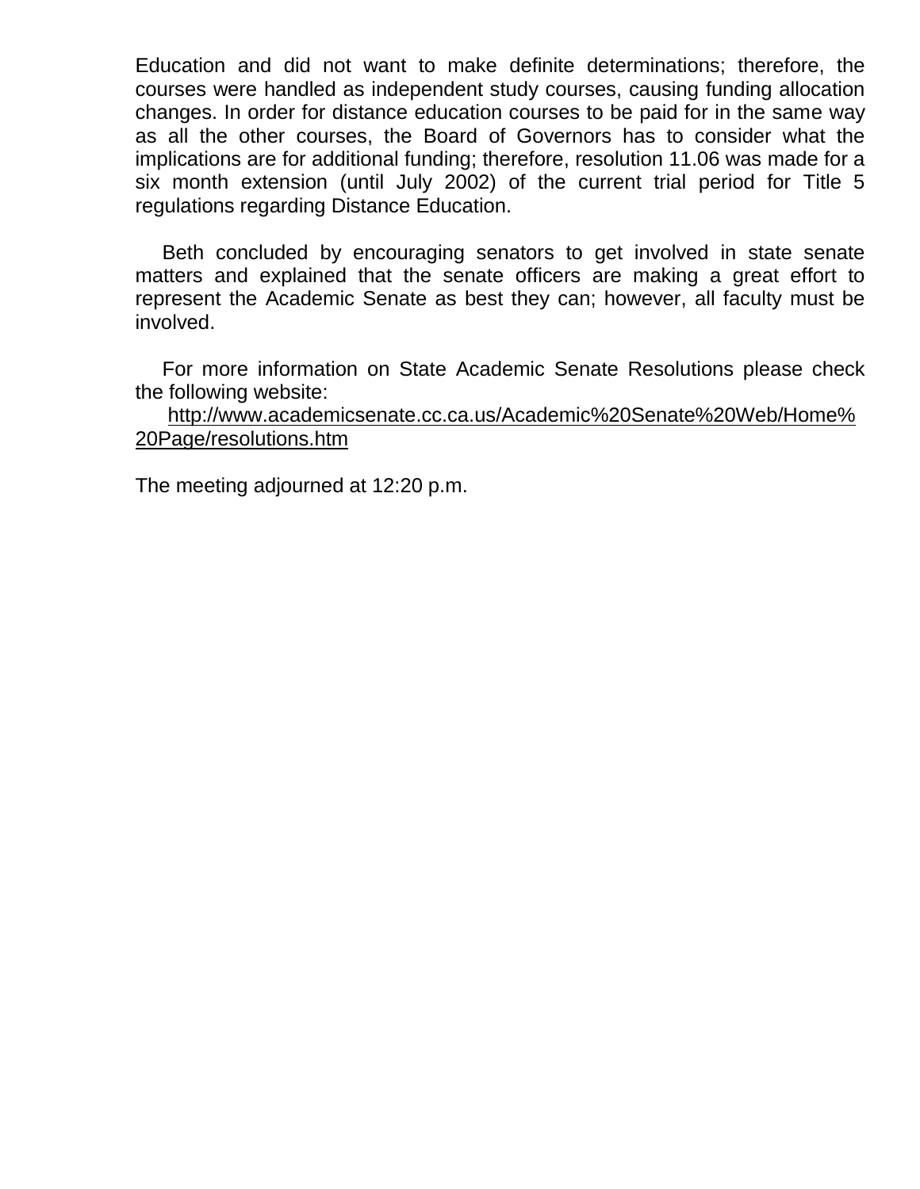Education and did not want to make definite determinations; therefore, the courses were handled as independent study courses, causing funding allocation changes. In order for distance education courses to be paid for in the same way as all the other courses, the Board of Governors has to consider what the implications are for additional funding; therefore, resolution 11.06 was made for a six month extension (until July 2002) of the current trial period for Title 5 regulations regarding Distance Education.

Beth concluded by encouraging senators to get involved in state senate matters and explained that the senate officers are making a great effort to represent the Academic Senate as best they can; however, all faculty must be involved.

For more information on State Academic Senate Resolutions please check the following website:

http://www.academicsenate.cc.ca.us/Academic%20Senate%20Web/Home%20Page/resolutions.htm

The meeting adjourned at 12:20 p.m.